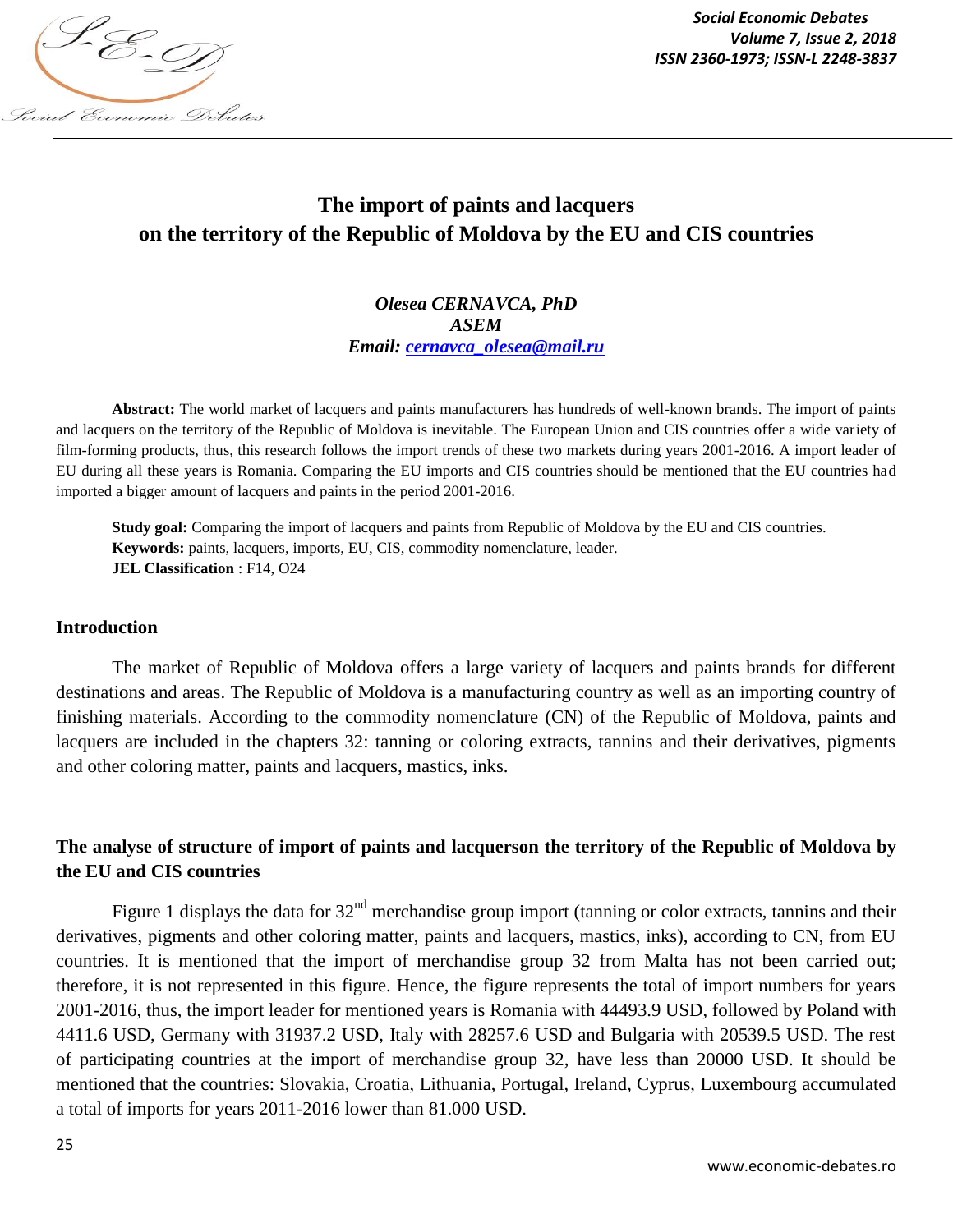# The import of paints and lacquers on the territory of the Republic of Moldova by the EU and CIS countries

***Olesea CERNAVCA, PhD***
***ASEM***
***Email: [cernavca_olesea@mail.ru](mailto:cernavca_olesea@mail.ru)***

**Abstract:** The world market of lacquers and paints manufacturers has hundreds of well-known brands. The import of paints and lacquers on the territory of the Republic of Moldova is inevitable. The European Union and CIS countries offer a wide variety of film-forming products, thus, this research follows the import trends of these two markets during years 2001-2016. A import leader of EU during all these years is Romania. Comparing the EU imports and CIS countries should be mentioned that the EU countries had imported a bigger amount of lacquers and paints in the period 2001-2016.

**Study goal:** Comparing the import of lacquers and paints from Republic of Moldova by the EU and CIS countries.
**Keywords:** paints, lacquers, imports, EU, CIS, commodity nomenclature, leader.
**JEL Classification** : F14, O24

## Introduction

The market of Republic of Moldova offers a large variety of lacquers and paints brands for different destinations and areas. The Republic of Moldova is a manufacturing country as well as an importing country of finishing materials. According to the commodity nomenclature (CN) of the Republic of Moldova, paints and lacquers are included in the chapters 32: tanning or coloring extracts, tannins and their derivatives, pigments and other coloring matter, paints and lacquers, mastics, inks.

## The analyse of structure of import of paints and lacquerson the territory of the Republic of Moldova by the EU and CIS countries

Figure 1 displays the data for 32nd merchandise group import (tanning or color extracts, tannins and their derivatives, pigments and other coloring matter, paints and lacquers, mastics, inks), according to CN, from EU countries. It is mentioned that the import of merchandise group 32 from Malta has not been carried out; therefore, it is not represented in this figure. Hence, the figure represents the total of import numbers for years 2001-2016, thus, the import leader for mentioned years is Romania with 44493.9 USD, followed by Poland with 4411.6 USD, Germany with 31937.2 USD, Italy with 28257.6 USD and Bulgaria with 20539.5 USD. The rest of participating countries at the import of merchandise group 32, have less than 20000 USD. It should be mentioned that the countries: Slovakia, Croatia, Lithuania, Portugal, Ireland, Cyprus, Luxembourg accumulated a total of imports for years 2011-2016 lower than 81.000 USD.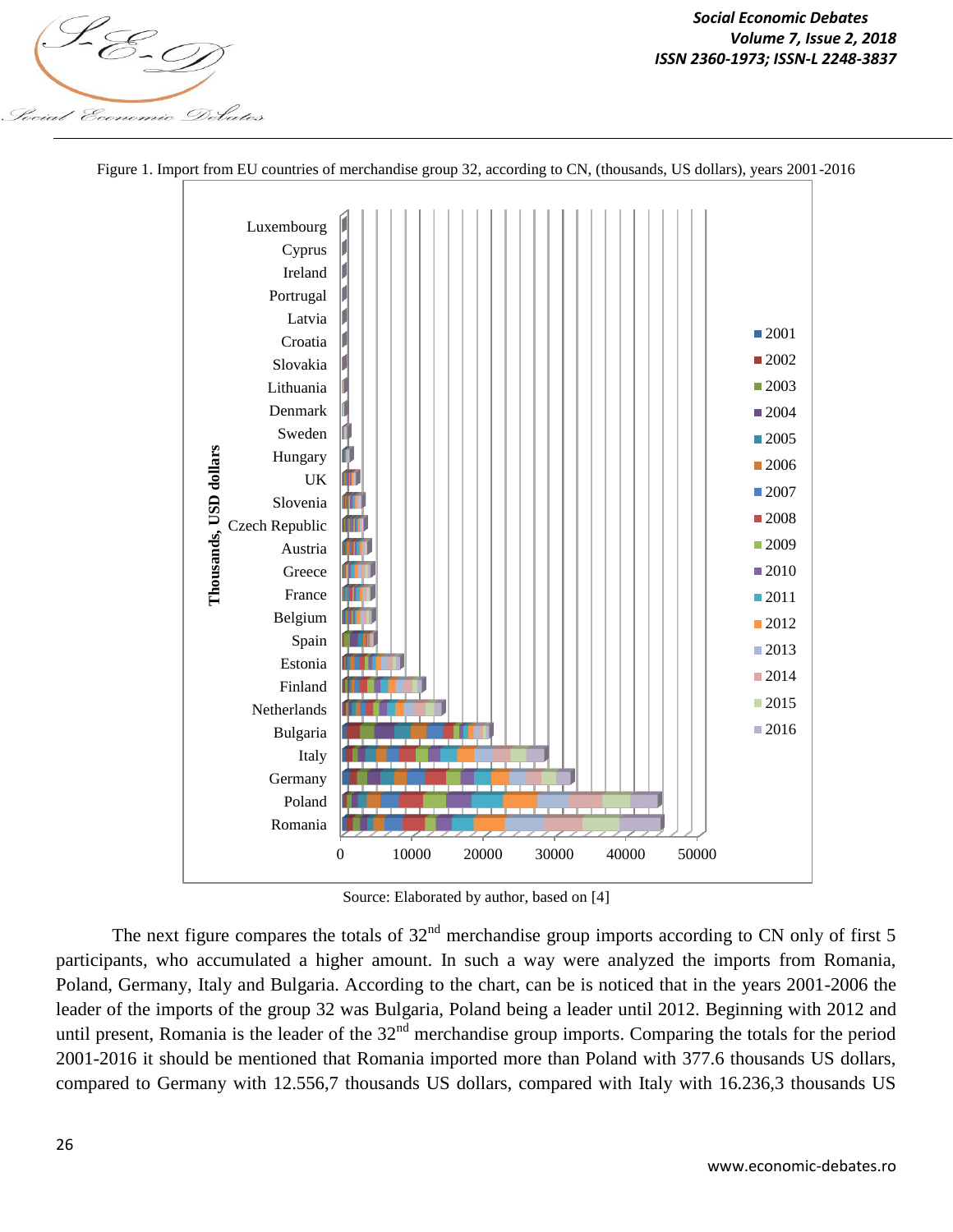Figure 1. Import from EU countries of merchandise group 32, according to CN, (thousands, US dollars), years 2001-2016

Source: Elaborated by author, based on [4]

The next figure compares the totals of 32nd merchandise group imports according to CN only of first 5 participants, who accumulated a higher amount. In such a way were analyzed the imports from Romania, Poland, Germany, Italy and Bulgaria. According to the chart, can be is noticed that in the years 2001-2006 the leader of the imports of the group 32 was Bulgaria, Poland being a leader until 2012. Beginning with 2012 and until present, Romania is the leader of the 32nd merchandise group imports. Comparing the totals for the period 2001-2016 it should be mentioned that Romania imported more than Poland with 377.6 thousands US dollars, compared to Germany with 12.556,7 thousands US dollars, compared with Italy with 16.236,3 thousands US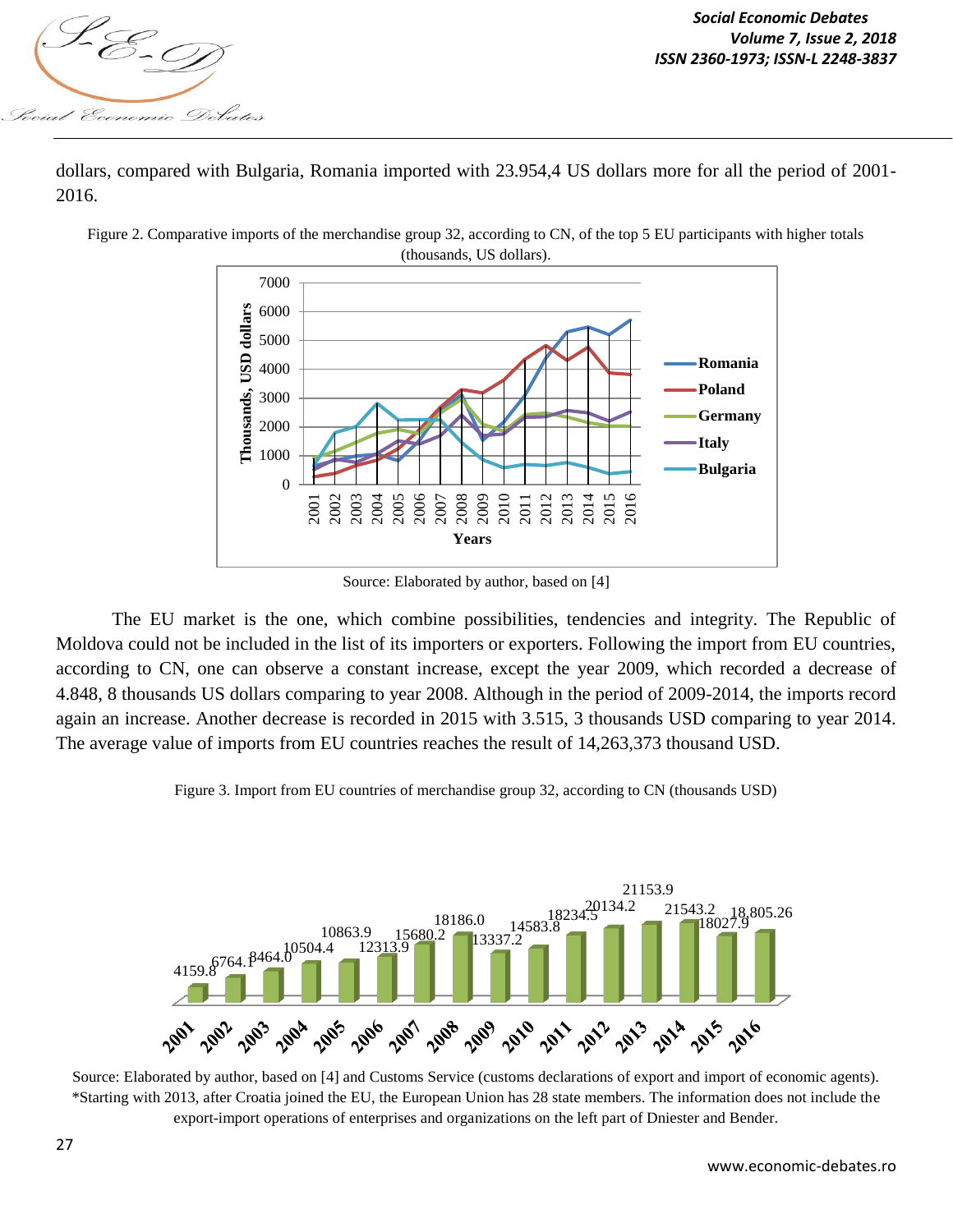dollars, compared with Bulgaria, Romania imported with 23.954,4 US dollars more for all the period of 2001-2016.

Figure 2. Comparative imports of the merchandise group 32, according to CN, of the top 5 EU participants with higher totals (thousands, US dollars).

Source: Elaborated by author, based on [4]

The EU market is the one, which combine possibilities, tendencies and integrity. The Republic of Moldova could not be included in the list of its importers or exporters. Following the import from EU countries, according to CN, one can observe a constant increase, except the year 2009, which recorded a decrease of 4.848, 8 thousands US dollars comparing to year 2008. Although in the period of 2009-2014, the imports record again an increase. Another decrease is recorded in 2015 with 3.515, 3 thousands USD comparing to year 2014. The average value of imports from EU countries reaches the result of 14,263,373 thousand USD.

Figure 3. Import from EU countries of merchandise group 32, according to CN (thousands USD)

Source: Elaborated by author, based on [4] and Customs Service (customs declarations of export and import of economic agents). *Starting with 2013, after Croatia joined the EU, the European Union has 28 state members. The information does not include the export-import operations of enterprises and organizations on the left part of Dniester and Bender.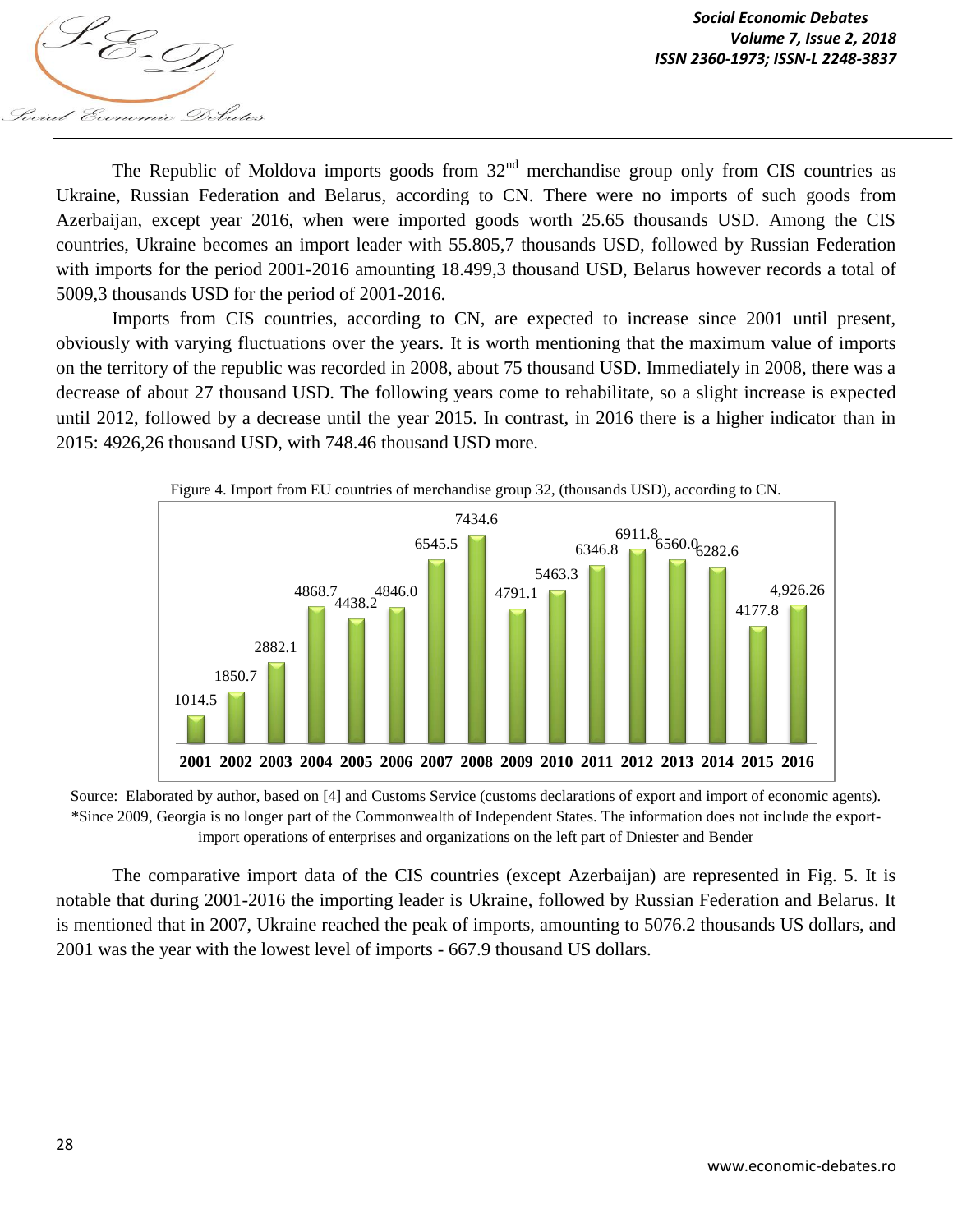The Republic of Moldova imports goods from 32[nd] merchandise group only from CIS countries as Ukraine, Russian Federation and Belarus, according to CN. There were no imports of such goods from Azerbaijan, except year 2016, when were imported goods worth 25.65 thousands USD. Among the CIS countries, Ukraine becomes an import leader with 55.805,7 thousands USD, followed by Russian Federation with imports for the period 2001-2016 amounting 18.499,3 thousand USD, Belarus however records a total of 5009,3 thousands USD for the period of 2001-2016.

Imports from CIS countries, according to CN, are expected to increase since 2001 until present, obviously with varying fluctuations over the years. It is worth mentioning that the maximum value of imports on the territory of the republic was recorded in 2008, about 75 thousand USD. Immediately in 2008, there was a decrease of about 27 thousand USD. The following years come to rehabilitate, so a slight increase is expected until 2012, followed by a decrease until the year 2015. In contrast, in 2016 there is a higher indicator than in 2015: 4926,26 thousand USD, with 748.46 thousand USD more.

Figure 4. Import from EU countries of merchandise group 32, (thousands USD), according to CN.

| Year | Value |
|---|---|
| 2001 | 1014.5 |
| 2002 | 1850.7 |
| 2003 | 2882.1 |
| 2004 | 4868.7 |
| 2005 | 4438.2 |
| 2006 | 4846.0 |
| 2007 | 6545.5 |
| 2008 | 7434.6 |
| 2009 | 4791.1 |
| 2010 | 5463.3 |
| 2011 | 6346.8 |
| 2012 | 6911.8 |
| 2013 | 6560.0 |
| 2014 | 6282.6 |
| 2015 | 4177.8 |
| 2016 | 4,926.26 |

Source: Elaborated by author, based on [4] and Customs Service (customs declarations of export and import of economic agents).
*Since 2009, Georgia is no longer part of the Commonwealth of Independent States. The information does not include the export-import operations of enterprises and organizations on the left part of Dniester and Bender

The comparative import data of the CIS countries (except Azerbaijan) are represented in Fig. 5. It is notable that during 2001-2016 the importing leader is Ukraine, followed by Russian Federation and Belarus. It is mentioned that in 2007, Ukraine reached the peak of imports, amounting to 5076.2 thousands US dollars, and 2001 was the year with the lowest level of imports - 667.9 thousand US dollars.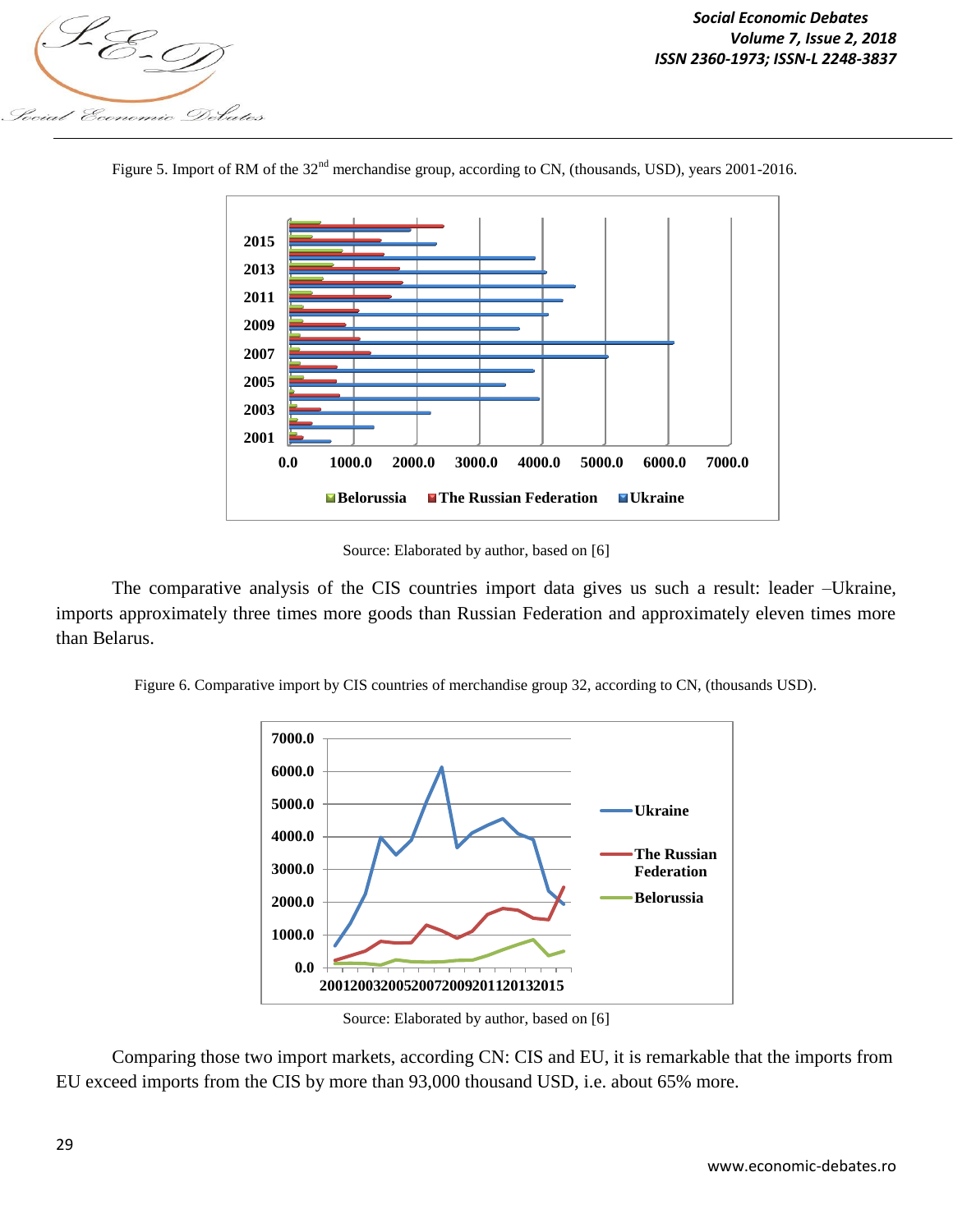Figure 5. Import of RM of the 32nd merchandise group, according to CN, (thousands, USD), years 2001-2016.

Source: Elaborated by author, based on [6]

The comparative analysis of the CIS countries import data gives us such a result: leader –Ukraine, imports approximately three times more goods than Russian Federation and approximately eleven times more than Belarus.

Figure 6. Comparative import by CIS countries of merchandise group 32, according to CN, (thousands USD).

Source: Elaborated by author, based on [6]

Comparing those two import markets, according CN: CIS and EU, it is remarkable that the imports from EU exceed imports from the CIS by more than 93,000 thousand USD, i.e. about 65% more.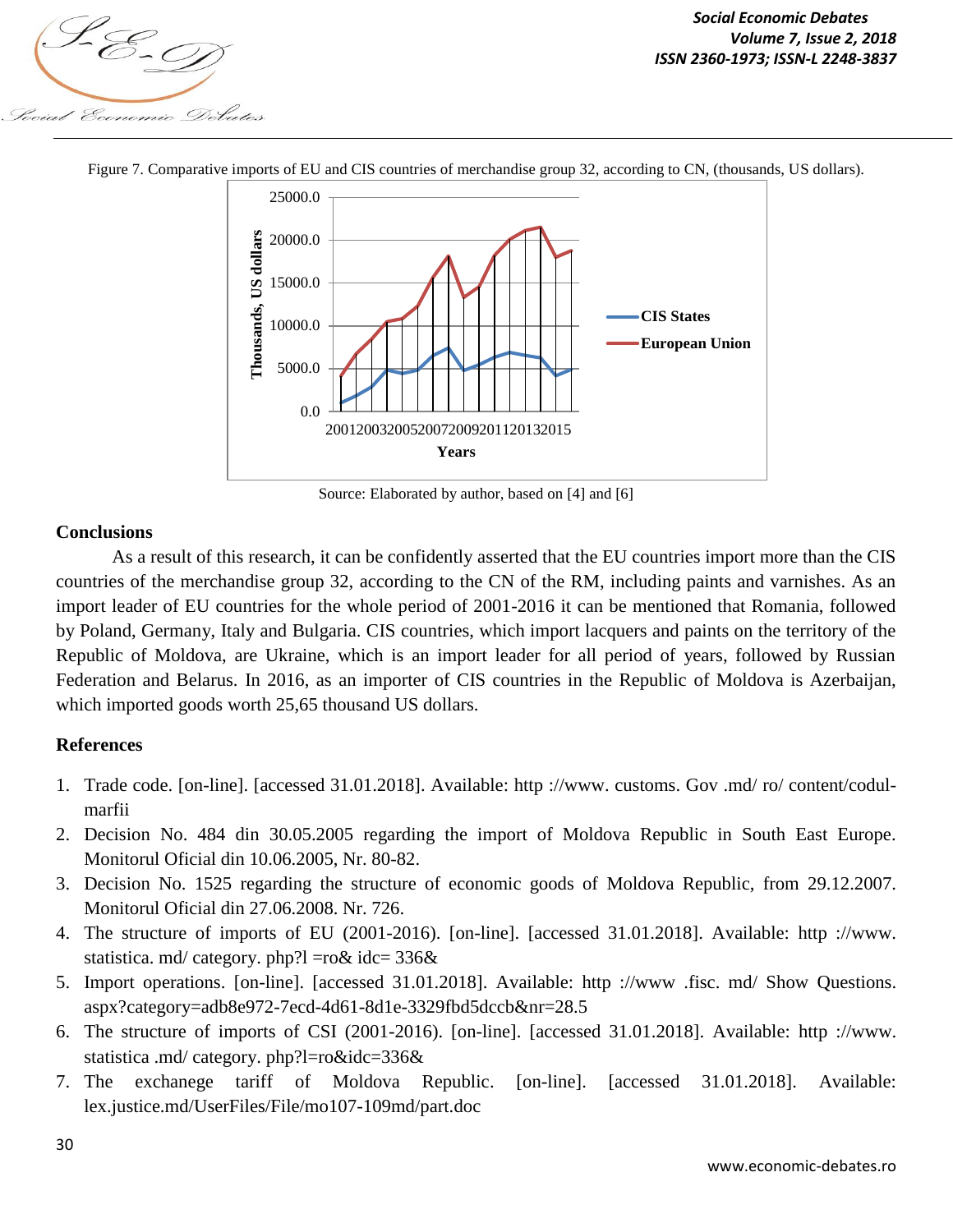Figure 7. Comparative imports of EU and CIS countries of merchandise group 32, according to CN, (thousands, US dollars).

25000.0
20000.0
15000.0
10000.0
5000.0
0.0

Thousands, US dollars

2001 2003 2005 2007 2009 2011 2013 2015

Years

CIS States
European Union

Source: Elaborated by author, based on [4] and [6]

## Conclusions

As a result of this research, it can be confidently asserted that the EU countries import more than the CIS countries of the merchandise group 32, according to the CN of the RM, including paints and varnishes. As an import leader of EU countries for the whole period of 2001-2016 it can be mentioned that Romania, followed by Poland, Germany, Italy and Bulgaria. CIS countries, which import lacquers and paints on the territory of the Republic of Moldova, are Ukraine, which is an import leader for all period of years, followed by Russian Federation and Belarus. In 2016, as an importer of CIS countries in the Republic of Moldova is Azerbaijan, which imported goods worth 25,65 thousand US dollars.

## References

1. Trade code. [on-line]. [accessed 31.01.2018]. Available: http ://www. customs. Gov .md/ ro/ content/codul-marfii
2. Decision No. 484 din 30.05.2005 regarding the import of Moldova Republic in South East Europe. Monitorul Oficial din 10.06.2005, Nr. 80-82.
3. Decision No. 1525 regarding the structure of economic goods of Moldova Republic, from 29.12.2007. Monitorul Oficial din 27.06.2008. Nr. 726.
4. The structure of imports of EU (2001-2016). [on-line]. [accessed 31.01.2018]. Available: http ://www. statistica. md/ category. php?l =ro& idc= 336&
5. Import operations. [on-line]. [accessed 31.01.2018]. Available: http ://www .fisc. md/ Show Questions. aspx?category=adb8e972-7ecd-4d61-8d1e-3329fbd5dccb&nr=28.5
6. The structure of imports of CSI (2001-2016). [on-line]. [accessed 31.01.2018]. Available: http ://www. statistica .md/ category. php?l=ro&idc=336&
7. The exchanege tariff of Moldova Republic. [on-line]. [accessed 31.01.2018]. Available: lex.justice.md/UserFiles/File/mo107-109md/part.doc